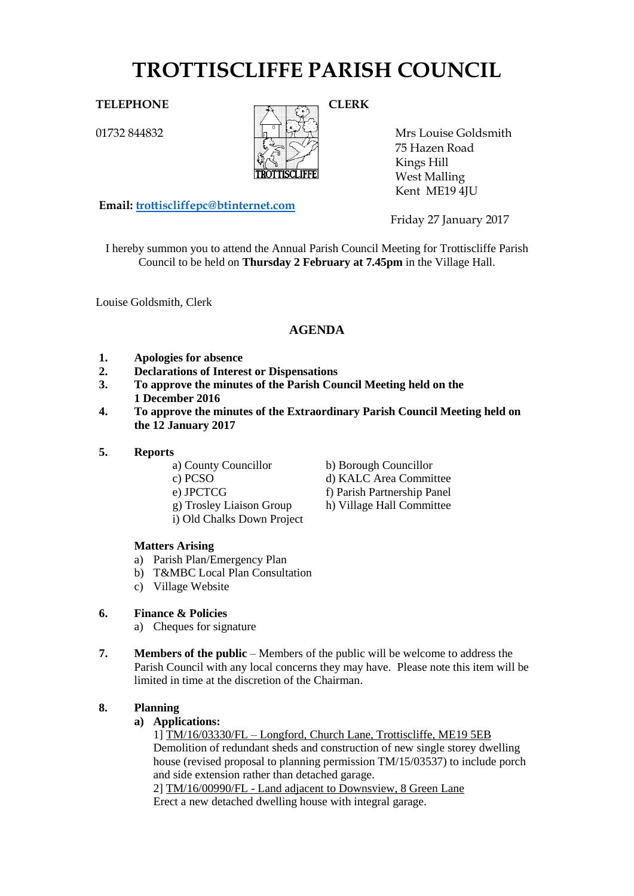# TROTTISCLIFFE PARISH COUNCIL

**TELEPHONE**

01732 844832

**CLERK**

Mrs Louise Goldsmith
75 Hazen Road
Kings Hill
West Malling
Kent ME19 4JU

**Email:** trottiscliffepc@btinternet.com

Friday 27 January 2017

I hereby summon you to attend the Annual Parish Council Meeting for Trottiscliffe Parish Council to be held on **Thursday 2 February at 7.45pm** in the Village Hall.

Louise Goldsmith, Clerk

## AGENDA

1. **Apologies for absence**
2. **Declarations of Interest or Dispensations**
3. **To approve the minutes of the Parish Council Meeting held on the 1 December 2016**
4. **To approve the minutes of the Extraordinary Parish Council Meeting held on the 12 January 2017**
5. **Reports**
   - a) County Councillor
   - b) Borough Councillor
   - c) PCSO
   - d) KALC Area Committee
   - e) JPCTCG
   - f) Parish Partnership Panel
   - g) Trosley Liaison Group
   - h) Village Hall Committee
   - i) Old Chalks Down Project

   **Matters Arising**
   - a) Parish Plan/Emergency Plan
   - b) T&MBC Local Plan Consultation
   - c) Village Website
6. **Finance & Policies**
   - a) Cheques for signature
7. **Members of the public** – Members of the public will be welcome to address the Parish Council with any local concerns they may have. Please note this item will be limited in time at the discretion of the Chairman.
8. **Planning**
   - **a) Applications:**

     1] TM/16/03330/FL – Longford, Church Lane, Trottiscliffe, ME19 5EB
     Demolition of redundant sheds and construction of new single storey dwelling house (revised proposal to planning permission TM/15/03537) to include porch and side extension rather than detached garage.

     2] TM/16/00990/FL - Land adjacent to Downsview, 8 Green Lane
     Erect a new detached dwelling house with integral garage.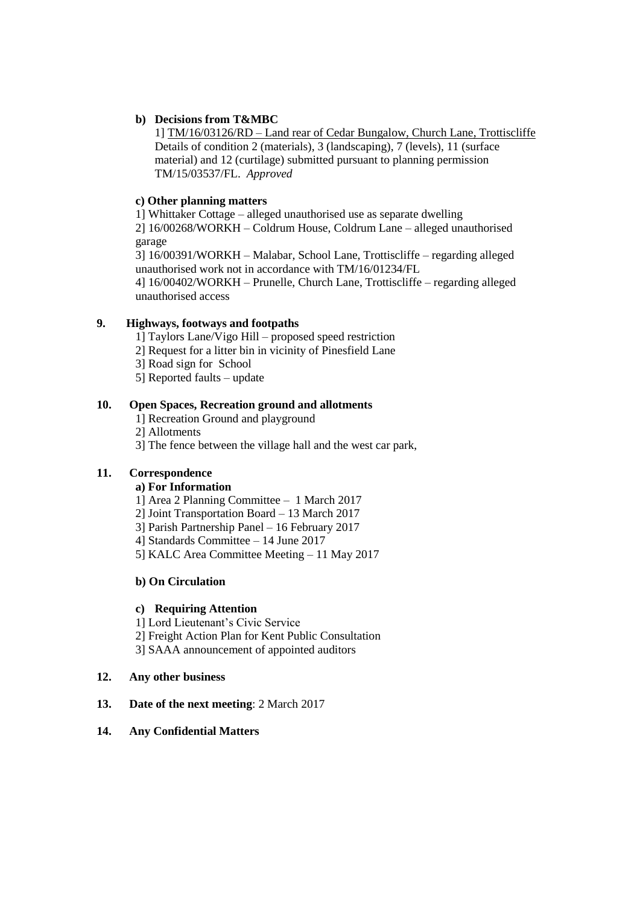**b) Decisions from T&MBC**

1] TM/16/03126/RD – Land rear of Cedar Bungalow, Church Lane, Trottiscliffe
Details of condition 2 (materials), 3 (landscaping), 7 (levels), 11 (surface material) and 12 (curtilage) submitted pursuant to planning permission TM/15/03537/FL. *Approved*

**c) Other planning matters**

1] Whittaker Cottage – alleged unauthorised use as separate dwelling
2] 16/00268/WORKH – Coldrum House, Coldrum Lane – alleged unauthorised garage
3] 16/00391/WORKH – Malabar, School Lane, Trottiscliffe – regarding alleged unauthorised work not in accordance with TM/16/01234/FL
4] 16/00402/WORKH – Prunelle, Church Lane, Trottiscliffe – regarding alleged unauthorised access

**9. Highways, footways and footpaths**

1] Taylors Lane/Vigo Hill – proposed speed restriction
2] Request for a litter bin in vicinity of Pinesfield Lane
3] Road sign for School
5] Reported faults – update

**10. Open Spaces, Recreation ground and allotments**

1] Recreation Ground and playground
2] Allotments
3] The fence between the village hall and the west car park,

**11. Correspondence**

**a) For Information**

1] Area 2 Planning Committee – 1 March 2017
2] Joint Transportation Board – 13 March 2017
3] Parish Partnership Panel – 16 February 2017
4] Standards Committee – 14 June 2017
5] KALC Area Committee Meeting – 11 May 2017

**b) On Circulation**

**c) Requiring Attention**

1] Lord Lieutenant's Civic Service
2] Freight Action Plan for Kent Public Consultation
3] SAAA announcement of appointed auditors

**12. Any other business**

**13. Date of the next meeting**: 2 March 2017

**14. Any Confidential Matters**